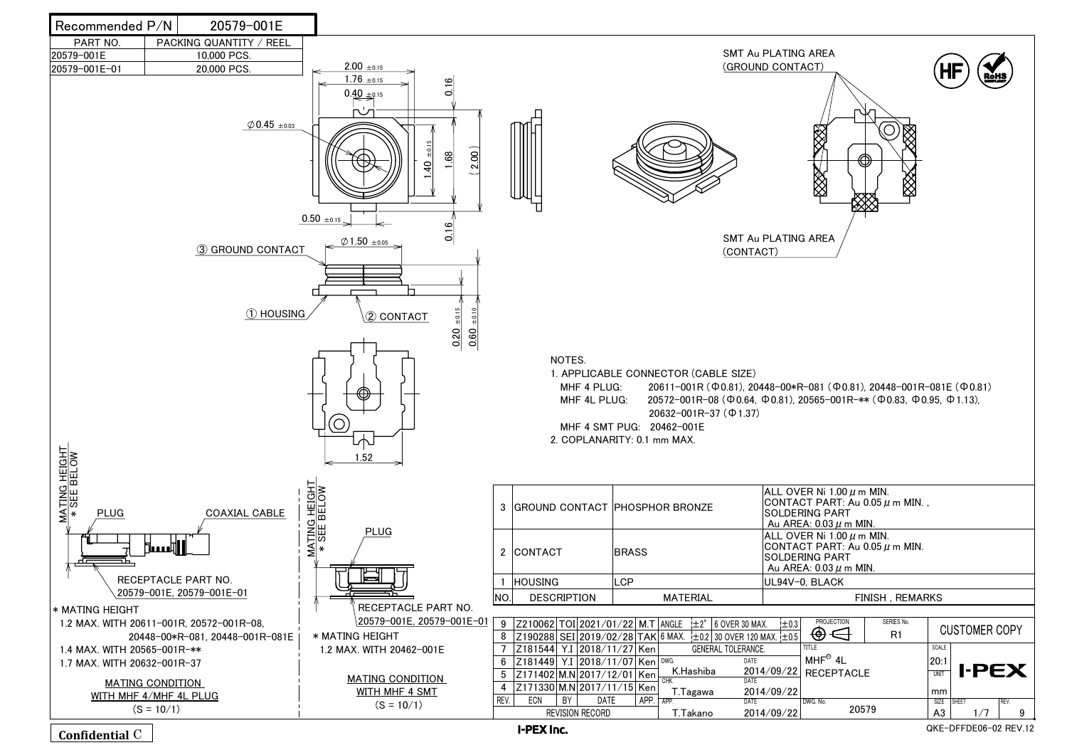| Recommended P/N | 20579-001E |
|---|---|

| PART NO. | PACKING QUANTITY / REEL |
|---|---|
| 20579-001E | 10,000 PCS. |
| 20579-001E-01 | 20,000 PCS. |

2.00 ±0.15
1.76 ±0.15
0.40 ±0.15
0.16
∅0.45 ±0.03
1.40 ±0.15
1.68
(2.00)
0.50 ±0.15
0.16
③ GROUND CONTACT
∅1.50 ±0.05
① HOUSING
② CONTACT
0.20 ±0.15
0.60 ±0.10
1.52

SMT Au PLATING AREA (GROUND CONTACT)

SMT Au PLATING AREA (CONTACT)

NOTES.

1. APPLICABLE CONNECTOR (CABLE SIZE)
   - MHF 4 PLUG: 20611-001R (Φ0.81), 20448-00*R-081 (Φ0.81), 20448-001R-081E (Φ0.81)
   - MHF 4L PLUG: 20572-001R-08 (Φ0.64, Φ0.81), 20565-001R-** (Φ0.83, Φ0.95, Φ1.13), 20632-001R-37 (Φ1.37)
   - MHF 4 SMT PUG: 20462-001E
2. COPLANARITY: 0.1 mm MAX.

MATING HEIGHT * SEE BELOW
PLUG
COAXIAL CABLE
RECEPTACLE PART NO. 20579-001E, 20579-001E-01

\* MATING HEIGHT
1.2 MAX. WITH 20611-001R, 20572-001R-08, 20448-00*R-081, 20448-001R-081E
1.4 MAX. WITH 20565-001R-**
1.7 MAX. WITH 20632-001R-37

MATING CONDITION WITH MHF 4/MHF 4L PLUG
(S = 10/1)

MATING HEIGHT * SEE BELOW
PLUG
RECEPTACLE PART NO. 20579-001E, 20579-001E-01

\* MATING HEIGHT
1.2 MAX. WITH 20462-001E

MATING CONDITION WITH MHF 4 SMT
(S = 10/1)

| NO. | DESCRIPTION | MATERIAL | FINISH , REMARKS |
|---|---|---|---|
| 3 | GROUND CONTACT | PHOSPHOR BRONZE | ALL OVER Ni 1.00 μm MIN. CONTACT PART: Au 0.05 μm MIN. , SOLDERING PART Au AREA: 0.03 μm MIN. |
| 2 | CONTACT | BRASS | ALL OVER Ni 1.00 μm MIN. CONTACT PART: Au 0.05 μm MIN. SOLDERING PART Au AREA: 0.03 μm MIN. |
| 1 | HOUSING | LCP | UL94V-0, BLACK |

| REV. | ECN | BY | DATE | APP. |
|---|---|---|---|---|
| 9 | Z210062 | TOI | 2021/01/22 | M.T |
| 8 | Z190288 | SEI | 2019/02/28 | TAK |
| 7 | Z181544 | Y.I | 2018/11/27 | Ken |
| 6 | Z181449 | Y.I | 2018/11/07 | Ken |
| 5 | Z171402 | M.N | 2017/12/01 | Ken |
| 4 | Z171330 | M.N | 2017/11/15 | Ken |

REVISION RECORD

GENERAL TOLERANCE: ANGLE ±2°; 6 MAX. ±0.2; 6 OVER 30 MAX. ±0.3; 30 OVER 120 MAX. ±0.5

| | NAME | DATE |
|---|---|---|
| DWG. | K.Hashiba | 2014/09/22 |
| CHK. | T.Tagawa | 2014/09/22 |
| APP. | T.Takano | 2014/09/22 |

PROJECTION | SERIES No. R1 | CUSTOMER COPY

TITLE: MHF® 4L RECEPTACLE
SCALE: 20:1
UNIT: mm
DWG. No.: 20579
SIZE: A3 | SHEET: 1/7 | REV.: 9

I-PEX

Confidential C

I-PEX Inc.

QKE-DFFDE06-02 REV.12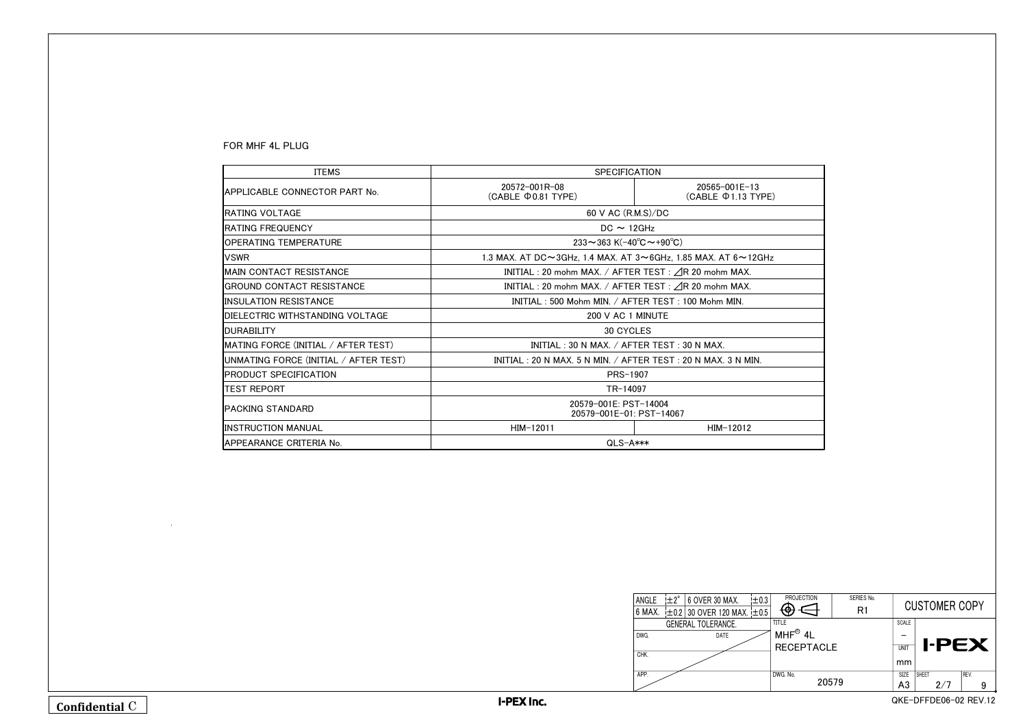FOR MHF 4L PLUG

| ITEMS | SPECIFICATION | |
|---|---|---|
| APPLICABLE CONNECTOR PART No. | 20572-001R-08 (CABLE Φ0.81 TYPE) | 20565-001E-13 (CABLE Φ1.13 TYPE) |
| RATING VOLTAGE | 60 V AC (R.M.S)/DC | |
| RATING FREQUENCY | DC ～ 12GHz | |
| OPERATING TEMPERATURE | 233～363 K(-40℃～+90℃) | |
| VSWR | 1.3 MAX. AT DC～3GHz, 1.4 MAX. AT 3～6GHz, 1.85 MAX. AT 6～12GHz | |
| MAIN CONTACT RESISTANCE | INITIAL : 20 mohm MAX. / AFTER TEST : ⊿R 20 mohm MAX. | |
| GROUND CONTACT RESISTANCE | INITIAL : 20 mohm MAX. / AFTER TEST : ⊿R 20 mohm MAX. | |
| INSULATION RESISTANCE | INITIAL : 500 Mohm MIN. / AFTER TEST : 100 Mohm MIN. | |
| DIELECTRIC WITHSTANDING VOLTAGE | 200 V AC 1 MINUTE | |
| DURABILITY | 30 CYCLES | |
| MATING FORCE (INITIAL / AFTER TEST) | INITIAL : 30 N MAX. / AFTER TEST : 30 N MAX. | |
| UNMATING FORCE (INITIAL / AFTER TEST) | INITIAL : 20 N MAX. 5 N MIN. / AFTER TEST : 20 N MAX. 3 N MIN. | |
| PRODUCT SPECIFICATION | PRS-1907 | |
| TEST REPORT | TR-14097 | |
| PACKING STANDARD | 20579-001E: PST-14004<br>20579-001E-01: PST-14067 | |
| INSTRUCTION MANUAL | HIM-12011 | HIM-12012 |
| APPEARANCE CRITERIA No. | QLS-A*** | |

| ANGLE | ±2° | 6 OVER 30 MAX. | ±0.3 | PROJECTION | SERIES No. R1 | CUSTOMER COPY |
|---|---|---|---|---|---|---|
| 6 MAX. | ±0.2 | 30 OVER 120 MAX. | ±0.5 | | | |
| GENERAL TOLERANCE. | | | | TITLE: MHF® 4L RECEPTACLE | SCALE: – | I-PEX |
| DWG. | | DATE | | | UNIT: mm | |
| CHK. | | | | | | |
| APP. | | | | DWG. No. 20579 | SIZE: A3 | SHEET: 2/7 REV. 9 |

Confidential C

I-PEX Inc.

QKE-DFFDE06-02 REV.12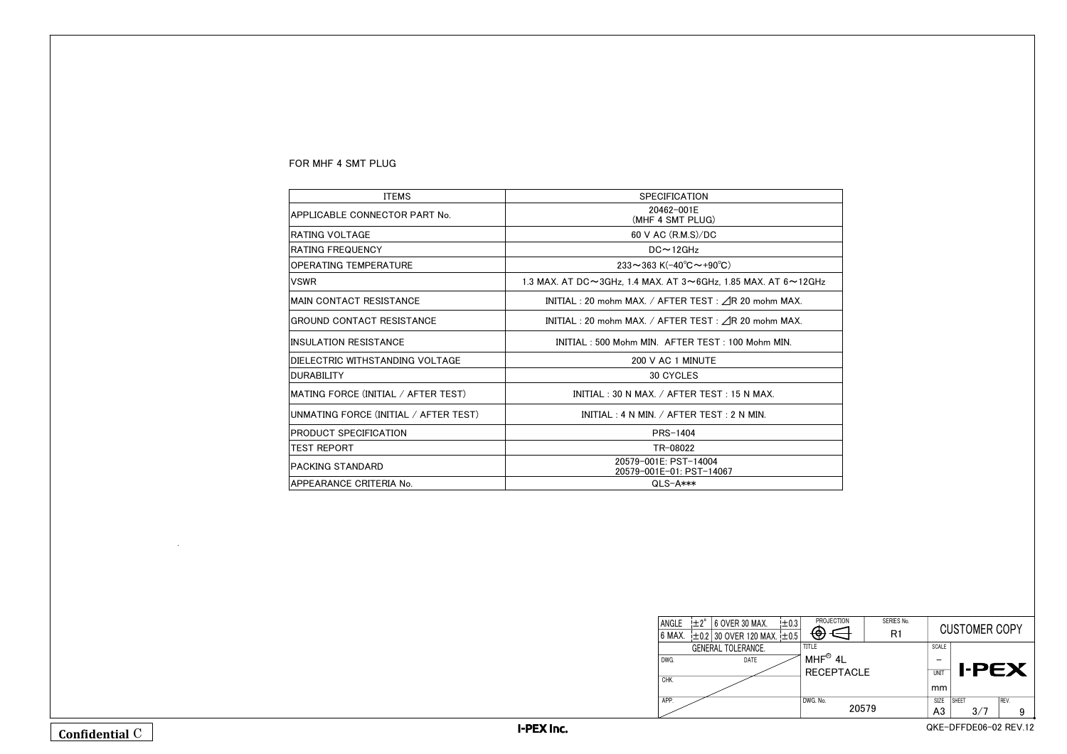FOR MHF 4 SMT PLUG

| ITEMS | SPECIFICATION |
|---|---|
| APPLICABLE CONNECTOR PART No. | 20462-001E (MHF 4 SMT PLUG) |
| RATING VOLTAGE | 60 V AC (R.M.S)/DC |
| RATING FREQUENCY | DC～12GHz |
| OPERATING TEMPERATURE | 233～363 K(-40℃～+90℃) |
| VSWR | 1.3 MAX. AT DC～3GHz, 1.4 MAX. AT 3～6GHz, 1.85 MAX. AT 6～12GHz |
| MAIN CONTACT RESISTANCE | INITIAL : 20 mohm MAX. / AFTER TEST : ⊿R 20 mohm MAX. |
| GROUND CONTACT RESISTANCE | INITIAL : 20 mohm MAX. / AFTER TEST : ⊿R 20 mohm MAX. |
| INSULATION RESISTANCE | INITIAL : 500 Mohm MIN. AFTER TEST : 100 Mohm MIN. |
| DIELECTRIC WITHSTANDING VOLTAGE | 200 V AC 1 MINUTE |
| DURABILITY | 30 CYCLES |
| MATING FORCE (INITIAL / AFTER TEST) | INITIAL : 30 N MAX. / AFTER TEST : 15 N MAX. |
| UNMATING FORCE (INITIAL / AFTER TEST) | INITIAL : 4 N MIN. / AFTER TEST : 2 N MIN. |
| PRODUCT SPECIFICATION | PRS-1404 |
| TEST REPORT | TR-08022 |
| PACKING STANDARD | 20579-001E: PST-14004<br>20579-001E-01: PST-14067 |
| APPEARANCE CRITERIA No. | QLS-A*** |

| ANGLE | ±2° | 6 OVER 30 MAX. | ±0.3 | PROJECTION | SERIES No. R1 | CUSTOMER COPY |
|---|---|---|---|---|---|---|
| 6 MAX. | ±0.2 | 30 OVER 120 MAX. | ±0.5 | | | |
| GENERAL TOLERANCE. | | | | TITLE: MHF® 4L RECEPTACLE | SCALE: – | I-PEX |
| DWG. | | DATE | | | UNIT: mm | |
| CHK. | | | | | | |
| APP. | | | | DWG. No. 20579 | SIZE A3 | SHEET 3/7, REV. 9 |

Confidential C

I-PEX Inc.

QKE-DFFDE06-02 REV.12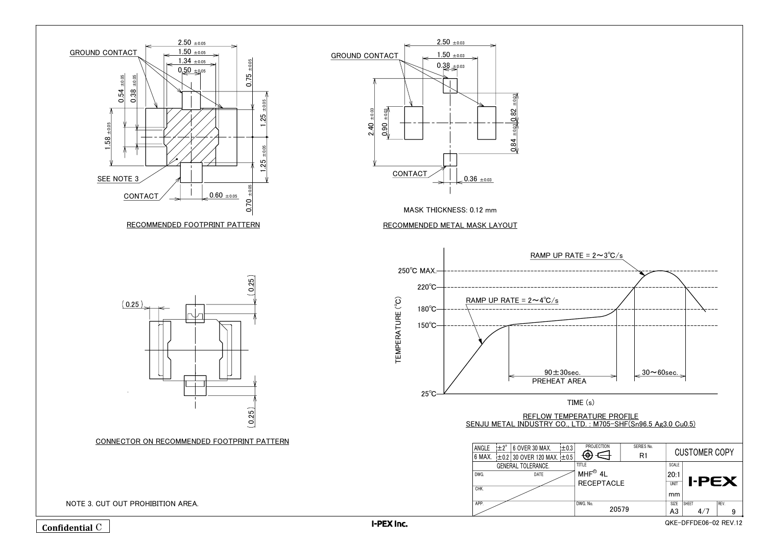## RECOMMENDED FOOTPRINT PATTERN

GROUND CONTACT

2.50 ±0.05
1.50 ±0.05
1.34 ±0.05
0.50 ±0.05
0.54 ±0.05
0.38 ±0.05
0.75 ±0.05
1.25 ±0.05
1.58 ±0.05
1.25 ±0.05
0.70 ±0.05
0.60 ±0.05

SEE NOTE 3

CONTACT

## RECOMMENDED METAL MASK LAYOUT

GROUND CONTACT

2.50 ±0.03
1.50 ±0.03
0.38 ±0.03
2.40 ±0.03
0.90 ±0.03
0.82 ±0.03
0.84 ±0.03
0.36 ±0.03

CONTACT

MASK THICKNESS: 0.12 mm

## CONNECTOR ON RECOMMENDED FOOTPRINT PATTERN

(0.25)
(0.25)
(0.25)

## REFLOW TEMPERATURE PROFILE

SENJU METAL INDUSTRY CO., LTD. : M705-SHF(Sn96.5 Ag3.0 Cu0.5)

TEMPERATURE (℃)

250℃ MAX.
220℃
180℃
150℃
25℃

RAMP UP RATE = 2〜3℃/s
RAMP UP RATE = 2〜4℃/s

90±30sec.
PREHEAT AREA

30〜60sec.

TIME (s)

NOTE 3. CUT OUT PROHIBITION AREA.

| ANGLE | ±2° | 6 OVER 30 MAX. | ±0.3 | PROJECTION | SERIES No. | CUSTOMER COPY |
|---|---|---|---|---|---|---|
| 6 MAX. | ±0.2 | 30 OVER 120 MAX. | ±0.5 | | R1 | |
| GENERAL TOLERANCE. | | | | TITLE: MHF® 4L RECEPTACLE | SCALE: 20:1 | I-PEX |
| DWG. | | DATE | | | UNIT: mm | |
| CHK. | | | | | | |
| APP. | | | | DWG. No. 20579 | SIZE: A3 | SHEET: 4/7 REV. 9 |

Confidential C

I-PEX Inc.

QKE-DFFDE06-02 REV.12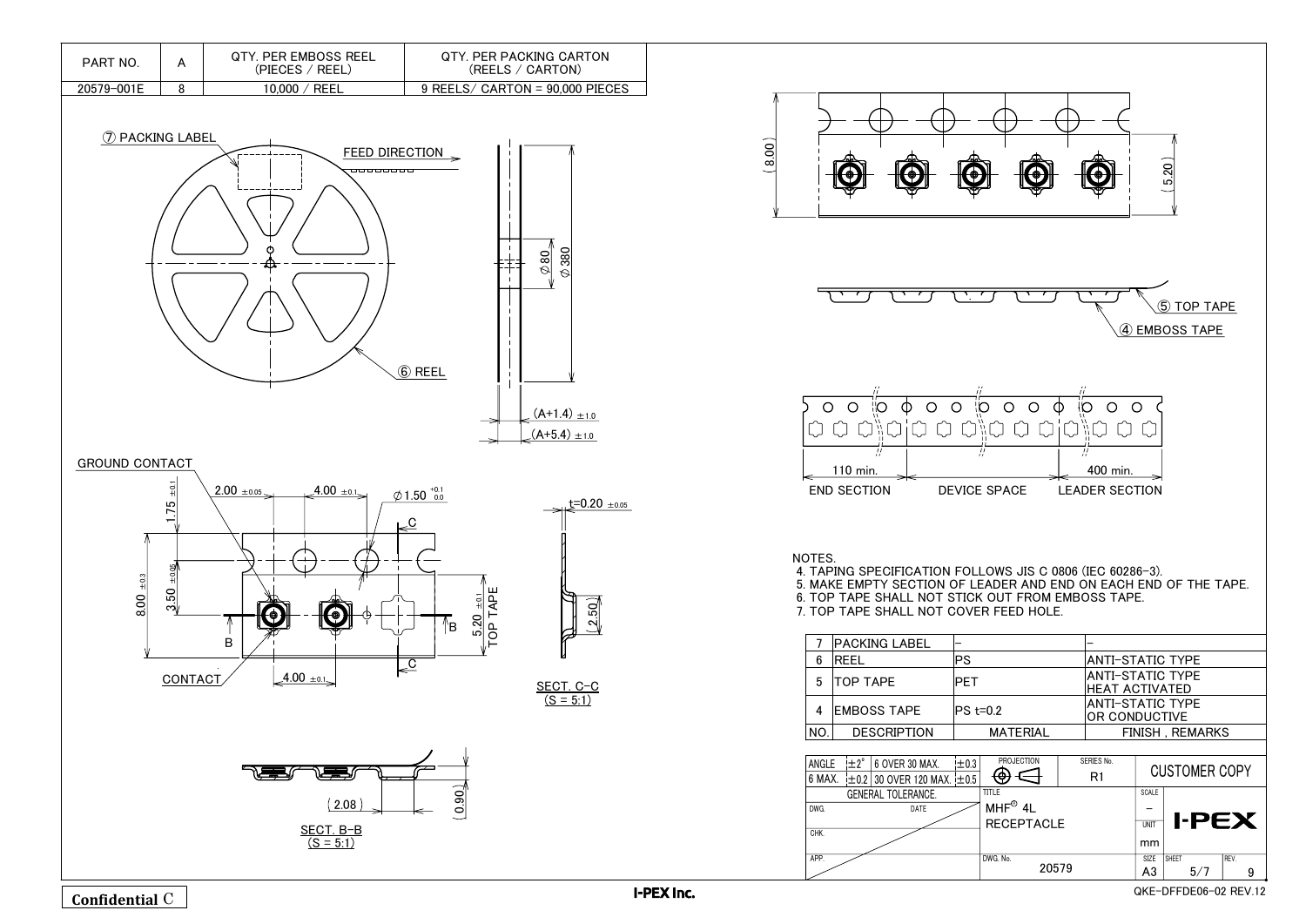| PART NO. | A | QTY. PER EMBOSS REEL (PIECES / REEL) | QTY. PER PACKING CARTON (REELS / CARTON) |
|---|---|---|---|
| 20579-001E | 8 | 10,000 / REEL | 9 REELS/ CARTON = 90,000 PIECES |

⑦ PACKING LABEL

FEED DIRECTION

⑥ REEL

$\phi$80 $\phi$380

(A+1.4) ±1.0

(A+5.4) ±1.0

(8.00) (5.20)

⑤ TOP TAPE

④ EMBOSS TAPE

110 min. 400 min.

END SECTION DEVICE SPACE LEADER SECTION

GROUND CONTACT

2.00 ±0.05 4.00 ±0.1 $\phi$1.50 $^{+0.1}_{0.0}$

1.75 ±0.1

8.00 ±0.3

3.50 ±0.05

5.20 ±0.1 TOP TAPE

t=0.20 ±0.05

(2.50)

CONTACT 4.00 ±0.1

SECT. C-C (S = 5:1)

(2.08) (0.90)

SECT. B-B (S = 5:1)

NOTES.

4. TAPING SPECIFICATION FOLLOWS JIS C 0806 (IEC 60286-3).
5. MAKE EMPTY SECTION OF LEADER AND END ON EACH END OF THE TAPE.
6. TOP TAPE SHALL NOT STICK OUT FROM EMBOSS TAPE.
7. TOP TAPE SHALL NOT COVER FEED HOLE.

| NO. | DESCRIPTION | MATERIAL | FINISH , REMARKS |
|---|---|---|---|
| 7 | PACKING LABEL | – | – |
| 6 | REEL | PS | ANTI-STATIC TYPE |
| 5 | TOP TAPE | PET | ANTI-STATIC TYPE HEAT ACTIVATED |
| 4 | EMBOSS TAPE | PS t=0.2 | ANTI-STATIC TYPE OR CONDUCTIVE |

| GENERAL TOLERANCE. | | | |
|---|---|---|---|
| ANGLE | ±2° | 6 OVER 30 MAX. | ±0.3 |
| 6 MAX. | ±0.2 | 30 OVER 120 MAX. | ±0.5 |

SERIES No.: R1

CUSTOMER COPY

TITLE: MHF® 4L RECEPTACLE

SCALE: –

UNIT: mm

DWG. No.: 20579

SIZE: A3 SHEET: 5/7 REV.: 9

I-PEX

Confidential C

I-PEX Inc.

QKE-DFFDE06-02 REV.12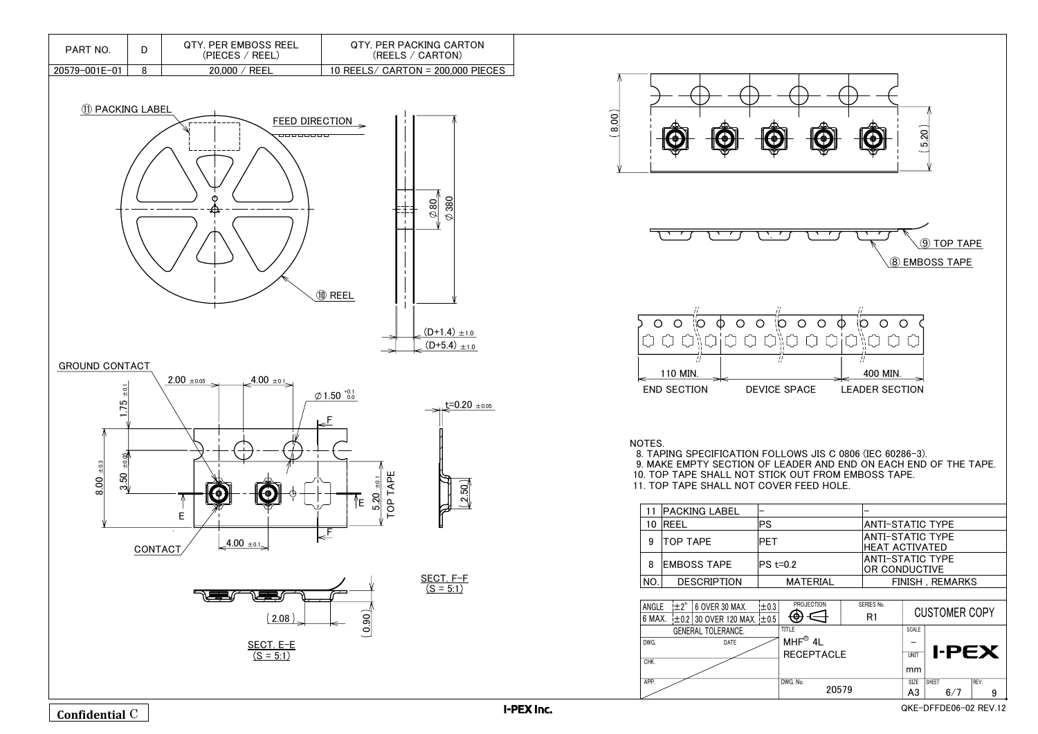| PART NO. | D | QTY. PER EMBOSS REEL (PIECES / REEL) | QTY. PER PACKING CARTON (REELS / CARTON) |
|---|---|---|---|
| 20579-001E-01 | 8 | 20,000 / REEL | 10 REELS/ CARTON = 200,000 PIECES |

⑪ PACKING LABEL

FEED DIRECTION

⑩ REEL

Φ80

Φ380

(D+1.4) ±1.0

(D+5.4) ±1.0

GROUND CONTACT

2.00 ±0.05

4.00 ±0.1

Φ1.50 +0.1/0.0

1.75 ±0.1

8.00 ±0.3

3.50 ±0.05

5.20 ±0.1 TOP TAPE

CONTACT

4.00 ±0.1

t=0.20 ±0.05

(2.50)

SECT. F-F (S = 5:1)

(2.08)

(0.90)

SECT. E-E (S = 5:1)

(8.00)

(5.20)

⑨ TOP TAPE

⑧ EMBOSS TAPE

110 MIN. — END SECTION

DEVICE SPACE

400 MIN. — LEADER SECTION

NOTES.

8. TAPING SPECIFICATION FOLLOWS JIS C 0806 (IEC 60286-3).
9. MAKE EMPTY SECTION OF LEADER AND END ON EACH END OF THE TAPE.
10. TOP TAPE SHALL NOT STICK OUT FROM EMBOSS TAPE.
11. TOP TAPE SHALL NOT COVER FEED HOLE.

| NO. | DESCRIPTION | MATERIAL | FINISH , REMARKS |
|---|---|---|---|
| 11 | PACKING LABEL | – | – |
| 10 | REEL | PS | ANTI-STATIC TYPE |
| 9 | TOP TAPE | PET | ANTI-STATIC TYPE HEAT ACTIVATED |
| 8 | EMBOSS TAPE | PS t=0.2 | ANTI-STATIC TYPE OR CONDUCTIVE |

| GENERAL TOLERANCE. | | | |
|---|---|---|---|
| ANGLE | ±2° | 6 OVER 30 MAX. | ±0.3 |
| 6 MAX. | ±0.2 | 30 OVER 120 MAX. | ±0.5 |

PROJECTION | SERIES No. R1 | CUSTOMER COPY

TITLE: MHF® 4L RECEPTACLE

SCALE: –  UNIT: mm

DWG. No. 20579 | SIZE A3 | SHEET 6/7 | REV. 9

I-PEX

DWG. DATE / CHK. / APP.

Confidential C

I-PEX Inc.

QKE-DFFDE06-02 REV.12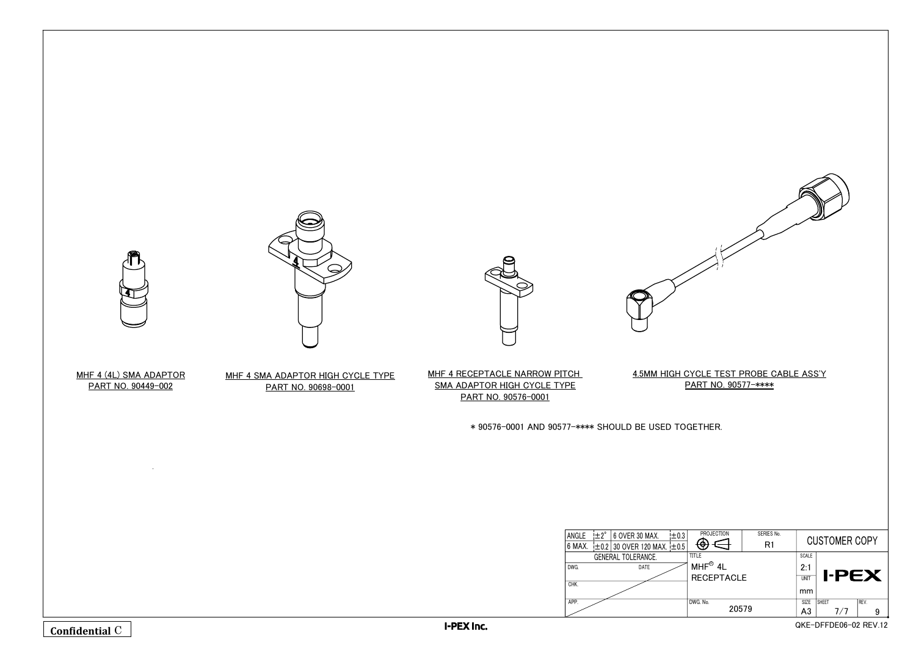MHF 4 (4L) SMA ADAPTOR
PART NO. 90449-002

MHF 4 SMA ADAPTOR HIGH CYCLE TYPE
PART NO. 90698-0001

MHF 4 RECEPTACLE NARROW PITCH
SMA ADAPTOR HIGH CYCLE TYPE
PART NO. 90576-0001

4.5MM HIGH CYCLE TEST PROBE CABLE ASS'Y
PART NO. 90577-****

* 90576-0001 AND 90577-**** SHOULD BE USED TOGETHER.

| | | | | | | | |
|---|---|---|---|---|---|---|---|
| ANGLE | ±2° | 6 OVER 30 MAX. | ±0.3 | PROJECTION | SERIES No. R1 | CUSTOMER COPY | |
| 6 MAX. | ±0.2 | 30 OVER 120 MAX. | ±0.5 | | | | |
| GENERAL TOLERANCE. | | | | TITLE MHF® 4L RECEPTACLE | | SCALE 2:1 | I-PEX |
| DWG. | DATE | | | | | UNIT mm | |
| CHK. | | | | | | | |
| APP. | | | | DWG. No. 20579 | | SIZE A3 | SHEET 7/7, REV. 9 |

Confidential C

I-PEX Inc.

QKE-DFFDE06-02 REV.12